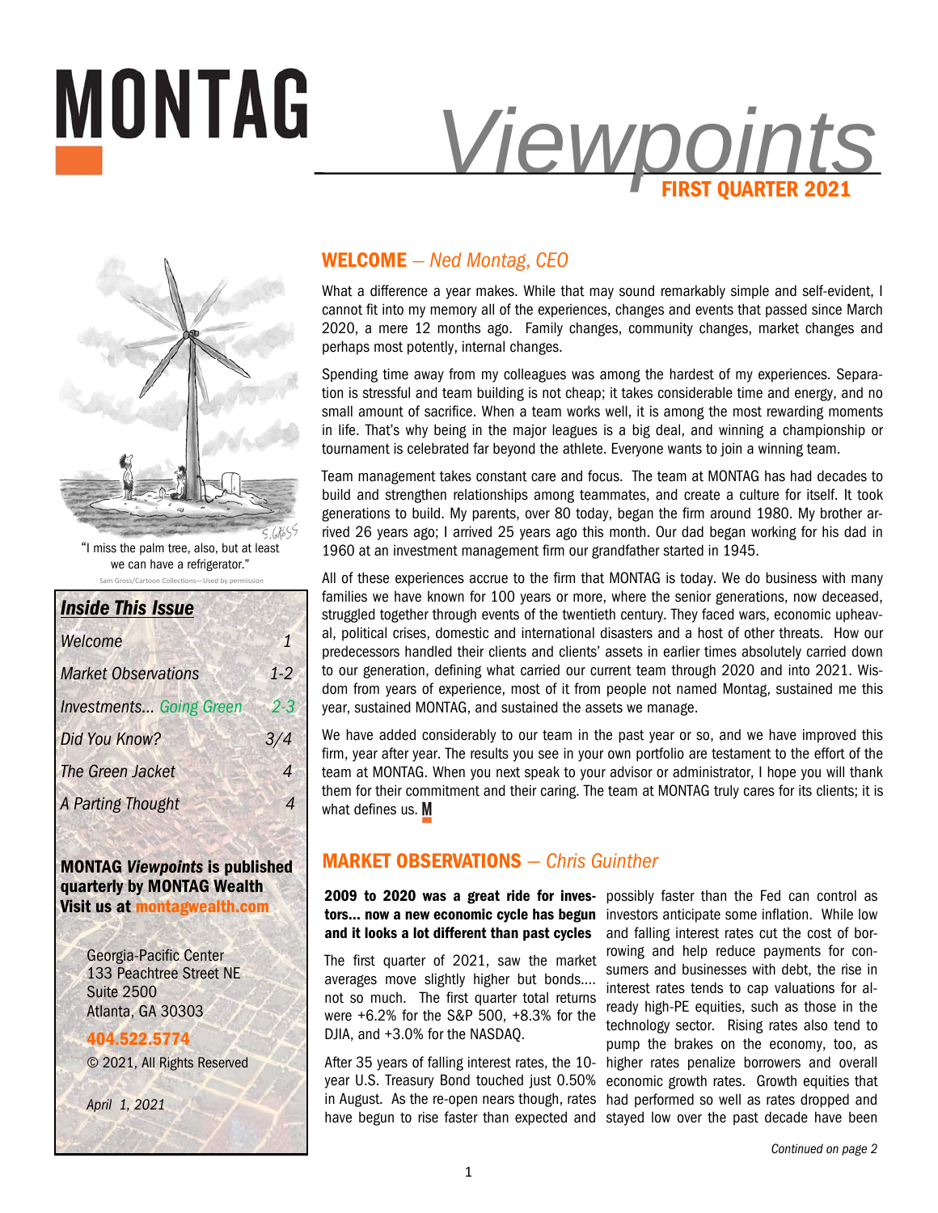# MONTAG *Viewpoints*

**FIRST QUARTER 2021**

"I miss the palm tree, also, but at least we can have a refrigerator."

Sam Gross/Cartoon Collections—Used by permission

***Inside This Issue***

| | |
|---|---|
| *Welcome* | *1* |
| *Market Observations* | *1-2* |
| *Investments... Going Green* | *2-3* |
| *Did You Know?* | *3/4* |
| *The Green Jacket* | *4* |
| *A Parting Thought* | *4* |

**MONTAG *Viewpoints* is published quarterly by MONTAG Wealth**
**Visit us at montagwealth.com**

Georgia-Pacific Center
133 Peachtree Street NE
Suite 2500
Atlanta, GA 30303

**404.522.5774**

© 2021, All Rights Reserved

*April 1, 2021*

## WELCOME — *Ned Montag, CEO*

What a difference a year makes. While that may sound remarkably simple and self-evident, I cannot fit into my memory all of the experiences, changes and events that passed since March 2020, a mere 12 months ago. Family changes, community changes, market changes and perhaps most potently, internal changes.

Spending time away from my colleagues was among the hardest of my experiences. Separation is stressful and team building is not cheap; it takes considerable time and energy, and no small amount of sacrifice. When a team works well, it is among the most rewarding moments in life. That's why being in the major leagues is a big deal, and winning a championship or tournament is celebrated far beyond the athlete. Everyone wants to join a winning team.

Team management takes constant care and focus. The team at MONTAG has had decades to build and strengthen relationships among teammates, and create a culture for itself. It took generations to build. My parents, over 80 today, began the firm around 1980. My brother arrived 26 years ago; I arrived 25 years ago this month. Our dad began working for his dad in 1960 at an investment management firm our grandfather started in 1945.

All of these experiences accrue to the firm that MONTAG is today. We do business with many families we have known for 100 years or more, where the senior generations, now deceased, struggled together through events of the twentieth century. They faced wars, economic upheaval, political crises, domestic and international disasters and a host of other threats. How our predecessors handled their clients and clients' assets in earlier times absolutely carried down to our generation, defining what carried our current team through 2020 and into 2021. Wisdom from years of experience, most of it from people not named Montag, sustained me this year, sustained MONTAG, and sustained the assets we manage.

We have added considerably to our team in the past year or so, and we have improved this firm, year after year. The results you see in your own portfolio are testament to the effort of the team at MONTAG. When you next speak to your advisor or administrator, I hope you will thank them for their commitment and their caring. The team at MONTAG truly cares for its clients; it is what defines us. **M**

## MARKET OBSERVATIONS — *Chris Guinther*

**2009 to 2020 was a great ride for investors... now a new economic cycle has begun and it looks a lot different than past cycles**

The first quarter of 2021, saw the market averages move slightly higher but bonds.... not so much. The first quarter total returns were +6.2% for the S&P 500, +8.3% for the DJIA, and +3.0% for the NASDAQ.

After 35 years of falling interest rates, the 10-year U.S. Treasury Bond touched just 0.50% in August. As the re-open nears though, rates have begun to rise faster than expected and possibly faster than the Fed can control as investors anticipate some inflation. While low and falling interest rates cut the cost of borrowing and help reduce payments for consumers and businesses with debt, the rise in interest rates tends to cap valuations for already high-PE equities, such as those in the technology sector. Rising rates also tend to pump the brakes on the economy, too, as higher rates penalize borrowers and overall economic growth rates. Growth equities that had performed so well as rates dropped and stayed low over the past decade have been

*Continued on page 2*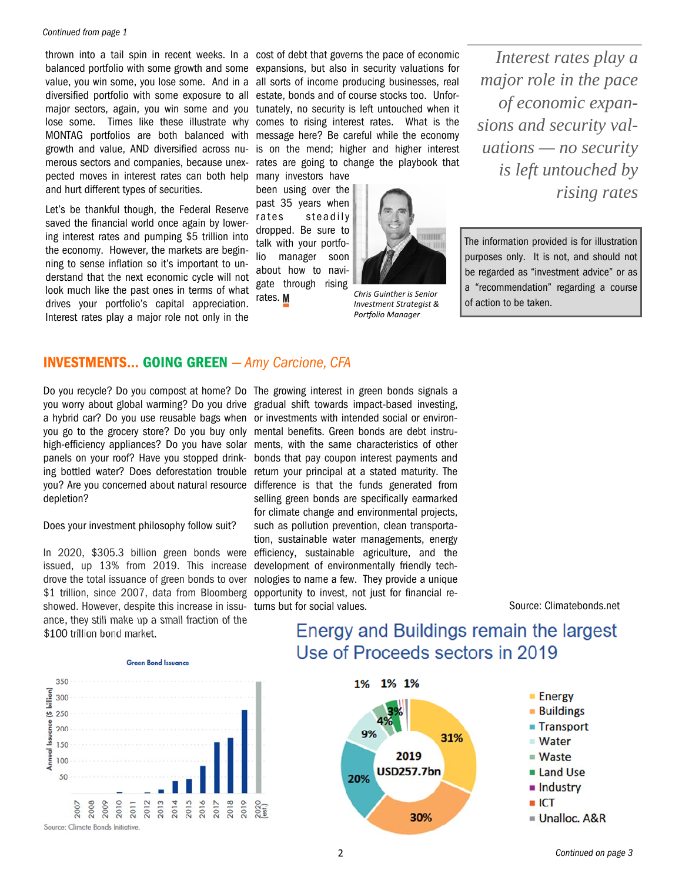*Continued from page 1*

thrown into a tail spin in recent weeks. In a balanced portfolio with some growth and some value, you win some, you lose some. And in a diversified portfolio with some exposure to all major sectors, again, you win some and you lose some. Times like these illustrate why MONTAG portfolios are both balanced with growth and value, AND diversified across numerous sectors and companies, because unexpected moves in interest rates can both help and hurt different types of securities.

Let's be thankful though, the Federal Reserve saved the financial world once again by lowering interest rates and pumping $5 trillion into the economy. However, the markets are beginning to sense inflation so it's important to understand that the next economic cycle will not look much like the past ones in terms of what drives your portfolio's capital appreciation. Interest rates play a major role not only in the cost of debt that governs the pace of economic expansions, but also in security valuations for all sorts of income producing businesses, real estate, bonds and of course stocks too. Unfortunately, no security is left untouched when it comes to rising interest rates. What is the message here? Be careful while the economy is on the mend; higher and higher interest rates are going to change the playbook that many investors have been using over the past 35 years when rates steadily dropped. Be sure to talk with your portfolio manager soon about how to navigate through rising rates. M

*Chris Guinther is Senior Investment Strategist & Portfolio Manager*

> *Interest rates play a major role in the pace of economic expansions and security valuations — no security is left untouched by rising rates*

The information provided is for illustration purposes only. It is not, and should not be regarded as "investment advice" or as a "recommendation" regarding a course of action to be taken.

## INVESTMENTS... GOING GREEN — *Amy Carcione, CFA*

Do you recycle? Do you compost at home? Do you worry about global warming? Do you drive a hybrid car? Do you use reusable bags when you go to the grocery store? Do you buy only high-efficiency appliances? Do you have solar panels on your roof? Have you stopped drinking bottled water? Does deforestation trouble you? Are you concerned about natural resource depletion?

Does your investment philosophy follow suit?

In 2020, $305.3 billion green bonds were issued, up 13% from 2019. This increase drove the total issuance of green bonds to over $1 trillion, since 2007, data from Bloomberg showed. However, despite this increase in issuance, they still make up a small fraction of the $100 trillion bond market.

The growing interest in green bonds signals a gradual shift towards impact-based investing, or investments with intended social or environmental benefits. Green bonds are debt instruments, with the same characteristics of other bonds that pay coupon interest payments and return your principal at a stated maturity. The difference is that the funds generated from selling green bonds are specifically earmarked for climate change and environmental projects, such as pollution prevention, clean transportation, sustainable water managements, energy efficiency, sustainable agriculture, and the development of environmentally friendly technologies to name a few. They provide a unique opportunity to invest, not just for financial returns but for social values.

**Green Bond Issuance**

Annual Issuance ($ billion), 2007–2020 (est.)

Source: Climate Bonds Initiative.

Source: Climatebonds.net

**Energy and Buildings remain the largest Use of Proceeds sectors in 2019**

2019 USD257.7bn

| Sector | Share |
|---|---|
| Energy | 31% |
| Buildings | 30% |
| Transport | 20% |
| Water | 9% |
| Waste | 4% |
| Land Use | 3% |
| Industry | 1% |
| ICT | 1% |
| Unalloc. A&R | 1% |

*Continued on page 3*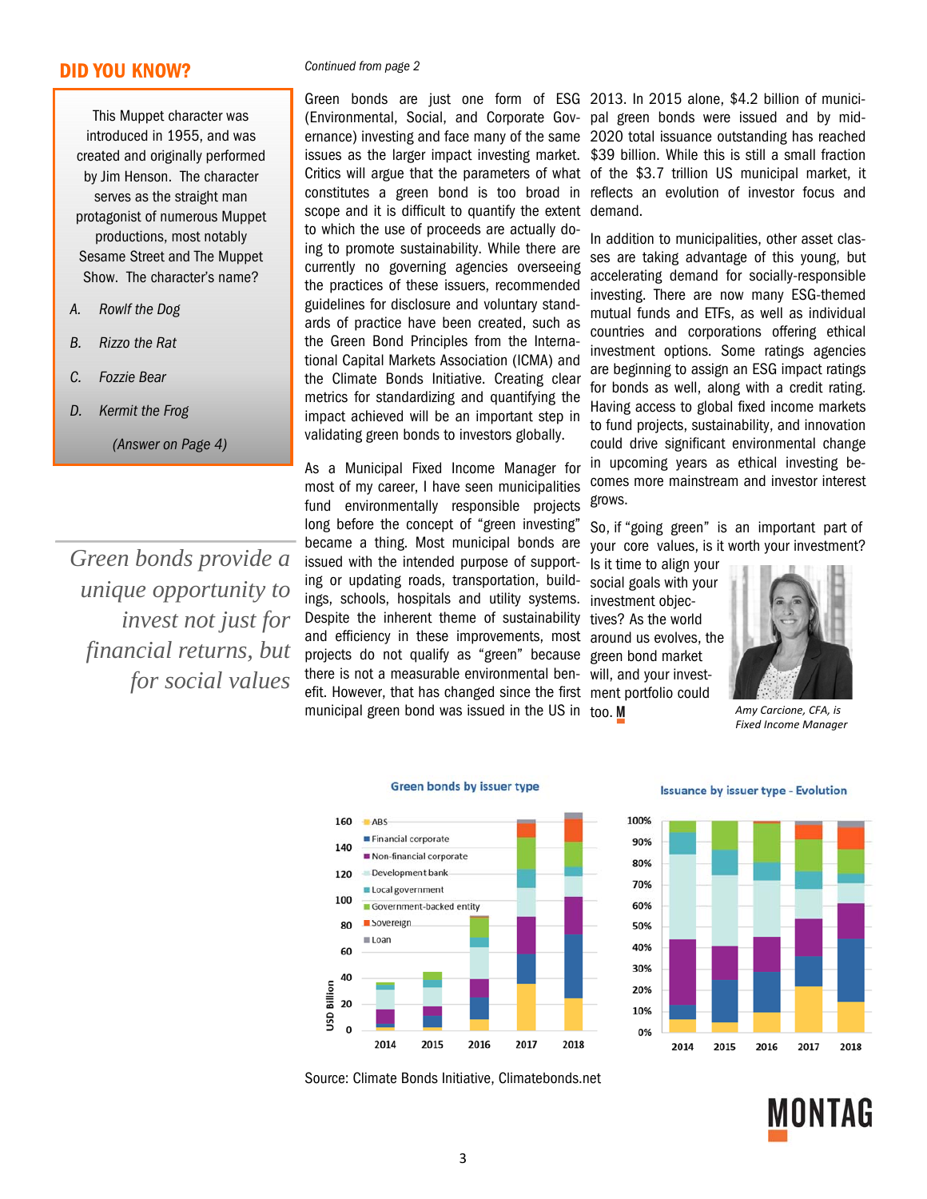## DID YOU KNOW?

This Muppet character was introduced in 1955, and was created and originally performed by Jim Henson. The character serves as the straight man protagonist of numerous Muppet productions, most notably Sesame Street and The Muppet Show. The character's name?

*A. Rowlf the Dog*

*B. Rizzo the Rat*

*C. Fozzie Bear*

*D. Kermit the Frog*

*(Answer on Page 4)*

*Green bonds provide a unique opportunity to invest not just for financial returns, but for social values*

*Continued from page 2*

Green bonds are just one form of ESG (Environmental, Social, and Corporate Governance) investing and face many of the same issues as the larger impact investing market. Critics will argue that the parameters of what constitutes a green bond is too broad in scope and it is difficult to quantify the extent to which the use of proceeds are actually doing to promote sustainability. While there are currently no governing agencies overseeing the practices of these issuers, recommended guidelines for disclosure and voluntary standards of practice have been created, such as the Green Bond Principles from the International Capital Markets Association (ICMA) and the Climate Bonds Initiative. Creating clear metrics for standardizing and quantifying the impact achieved will be an important step in validating green bonds to investors globally.

As a Municipal Fixed Income Manager for most of my career, I have seen municipalities fund environmentally responsible projects long before the concept of "green investing" became a thing. Most municipal bonds are issued with the intended purpose of supporting or updating roads, transportation, buildings, schools, hospitals and utility systems. Despite the inherent theme of sustainability and efficiency in these improvements, most projects do not qualify as "green" because there is not a measurable environmental benefit. However, that has changed since the first municipal green bond was issued in the US in 2013. In 2015 alone, $4.2 billion of municipal green bonds were issued and by mid-2020 total issuance outstanding has reached $39 billion. While this is still a small fraction of the $3.7 trillion US municipal market, it reflects an evolution of investor focus and demand.

In addition to municipalities, other asset classes are taking advantage of this young, but accelerating demand for socially-responsible investing. There are now many ESG-themed mutual funds and ETFs, as well as individual countries and corporations offering ethical investment options. Some ratings agencies are beginning to assign an ESG impact ratings for bonds as well, along with a credit rating. Having access to global fixed income markets to fund projects, sustainability, and innovation could drive significant environmental change in upcoming years as ethical investing becomes more mainstream and investor interest grows.

So, if "going green" is an important part of your core values, is it worth your investment? Is it time to align your social goals with your investment objectives? As the world around us evolves, the green bond market will, and your investment portfolio could too.

*Amy Carcione, CFA, is Fixed Income Manager*

**Green bonds by issuer type**

**Issuance by issuer type - Evolution**

Source: Climate Bonds Initiative, Climatebonds.net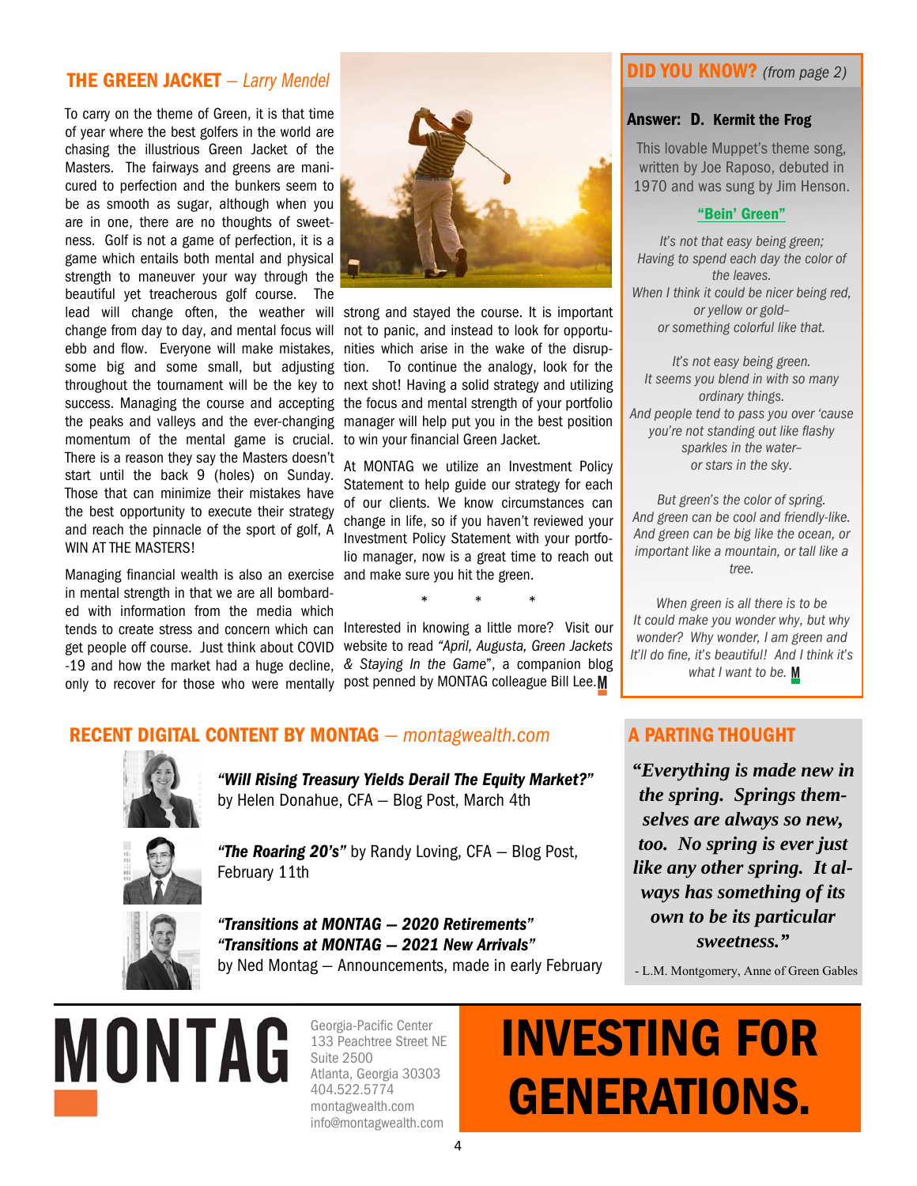## THE GREEN JACKET – *Larry Mendel*

To carry on the theme of Green, it is that time of year where the best golfers in the world are chasing the illustrious Green Jacket of the Masters. The fairways and greens are manicured to perfection and the bunkers seem to be as smooth as sugar, although when you are in one, there are no thoughts of sweetness. Golf is not a game of perfection, it is a game which entails both mental and physical strength to maneuver your way through the beautiful yet treacherous golf course. The lead will change often, the weather will change from day to day, and mental focus will ebb and flow. Everyone will make mistakes, some big and some small, but adjusting throughout the tournament will be the key to success. Managing the course and accepting the peaks and valleys and the ever-changing momentum of the mental game is crucial. There is a reason they say the Masters doesn't start until the back 9 (holes) on Sunday. Those that can minimize their mistakes have the best opportunity to execute their strategy and reach the pinnacle of the sport of golf, A WIN AT THE MASTERS!

Managing financial wealth is also an exercise in mental strength in that we are all bombarded with information from the media which tends to create stress and concern which can get people off course. Just think about COVID-19 and how the market had a huge decline, only to recover for those who were mentally strong and stayed the course. It is important not to panic, and instead to look for opportunities which arise in the wake of the disruption. To continue the analogy, look for the next shot! Having a solid strategy and utilizing the focus and mental strength of your portfolio manager will help put you in the best position to win your financial Green Jacket.

At MONTAG we utilize an Investment Policy Statement to help guide our strategy for each of our clients. We know circumstances can change in life, so if you haven't reviewed your Investment Policy Statement with your portfolio manager, now is a great time to reach out and make sure you hit the green.

\*    \*    \*

Interested in knowing a little more? Visit our website to read *"April, Augusta, Green Jackets & Staying In the Game"*, a companion blog post penned by MONTAG colleague Bill Lee.

## DID YOU KNOW? *(from page 2)*

**Answer: D. Kermit the Frog**

This lovable Muppet's theme song, written by Joe Raposo, debuted in 1970 and was sung by Jim Henson.

**"Bein' Green"**

*It's not that easy being green;*
*Having to spend each day the color of the leaves.*
*When I think it could be nicer being red, or yellow or gold–*
*or something colorful like that.*

*It's not easy being green.*
*It seems you blend in with so many ordinary things.*
*And people tend to pass you over 'cause you're not standing out like flashy sparkles in the water–*
*or stars in the sky.*

*But green's the color of spring.*
*And green can be cool and friendly-like.*
*And green can be big like the ocean, or important like a mountain, or tall like a tree.*

*When green is all there is to be*
*It could make you wonder why, but why wonder? Why wonder, I am green and It'll do fine, it's beautiful! And I think it's what I want to be.*

## RECENT DIGITAL CONTENT BY MONTAG – *montagwealth.com*

***"Will Rising Treasury Yields Derail The Equity Market?"*** by Helen Donahue, CFA – Blog Post, March 4th

***"The Roaring 20's"*** by Randy Loving, CFA – Blog Post, February 11th

***"Transitions at MONTAG – 2020 Retirements"***
***"Transitions at MONTAG – 2021 New Arrivals"***
by Ned Montag – Announcements, made in early February

## A PARTING THOUGHT

***"Everything is made new in the spring. Springs themselves are always so new, too. No spring is ever just like any other spring. It always has something of its own to be its particular sweetness."***

- L.M. Montgomery, Anne of Green Gables

**MONTAG**

Georgia-Pacific Center
133 Peachtree Street NE
Suite 2500
Atlanta, Georgia 30303
404.522.5774
montagwealth.com
info@montagwealth.com

**INVESTING FOR GENERATIONS.**